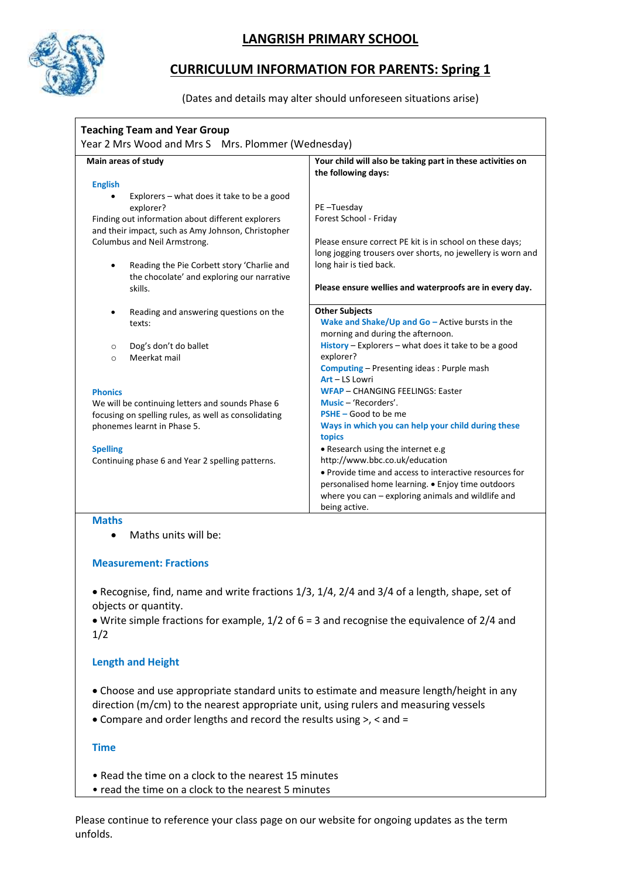# LANGRISH PRIMARY SCHOOL

## CURRICULUM INFORMATION FOR PARENTS: Spring 1

(Dates and details may alter should unforeseen situations arise)

**Teaching Team and Year Group**

Year 2 Mrs Wood and Mrs S Mrs. Plommer (Wednesday)

**Main areas of study**

**English**

- Explorers – what does it take to be a good explorer?

Finding out information about different explorers and their impact, such as Amy Johnson, Christopher Columbus and Neil Armstrong.

- Reading the Pie Corbett story 'Charlie and the chocolate' and exploring our narrative skills.

- Reading and answering questions on the texts:
  - Dog's don't do ballet
  - Meerkat mail

**Phonics**

We will be continuing letters and sounds Phase 6 focusing on spelling rules, as well as consolidating phonemes learnt in Phase 5.

**Spelling**

Continuing phase 6 and Year 2 spelling patterns.

**Your child will also be taking part in these activities on the following days:**

PE –Tuesday
Forest School - Friday

Please ensure correct PE kit is in school on these days; long jogging trousers over shorts, no jewellery is worn and long hair is tied back.

**Please ensure wellies and waterproofs are in every day.**

**Other Subjects**

**Wake and Shake/Up and Go –** Active bursts in the morning and during the afternoon.
**History** – Explorers – what does it take to be a good explorer?
**Computing** – Presenting ideas : Purple mash
**Art** – LS Lowri
**WFAP** – CHANGING FEELINGS: Easter
**Music** – 'Recorders'.
**PSHE** – Good to be me

**Ways in which you can help your child during these topics**

- Research using the internet e.g http://www.bbc.co.uk/education
- Provide time and access to interactive resources for personalised home learning.
- Enjoy time outdoors where you can – exploring animals and wildlife and being active.

**Maths**

- Maths units will be:

**Measurement: Fractions**

- Recognise, find, name and write fractions 1/3, 1/4, 2/4 and 3/4 of a length, shape, set of objects or quantity.
- Write simple fractions for example, 1/2 of 6 = 3 and recognise the equivalence of 2/4 and 1/2

**Length and Height**

- Choose and use appropriate standard units to estimate and measure length/height in any direction (m/cm) to the nearest appropriate unit, using rulers and measuring vessels
- Compare and order lengths and record the results using >, < and =

**Time**

- Read the time on a clock to the nearest 15 minutes
- read the time on a clock to the nearest 5 minutes

Please continue to reference your class page on our website for ongoing updates as the term unfolds.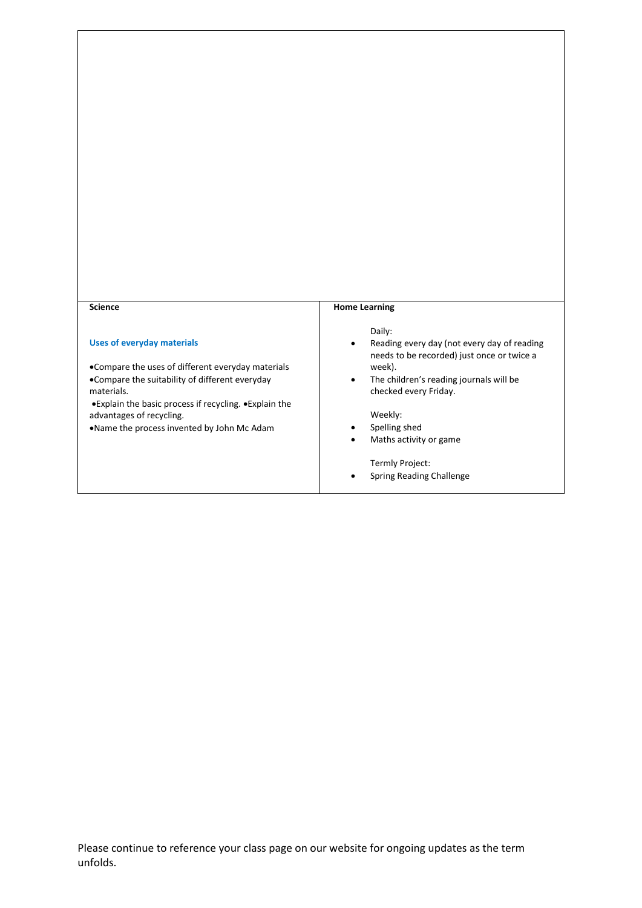| Science | Home Learning |
|---|---|
| **Uses of everyday materials**<br><br>•Compare the uses of different everyday materials<br>•Compare the suitability of different everyday materials.<br>•Explain the basic process if recycling. •Explain the advantages of recycling.<br>•Name the process invented by John Mc Adam | Daily:<br>• Reading every day (not every day of reading needs to be recorded) just once or twice a week).<br>• The children's reading journals will be checked every Friday.<br><br>Weekly:<br>• Spelling shed<br>• Maths activity or game<br><br>Termly Project:<br>• Spring Reading Challenge |

Please continue to reference your class page on our website for ongoing updates as the term unfolds.